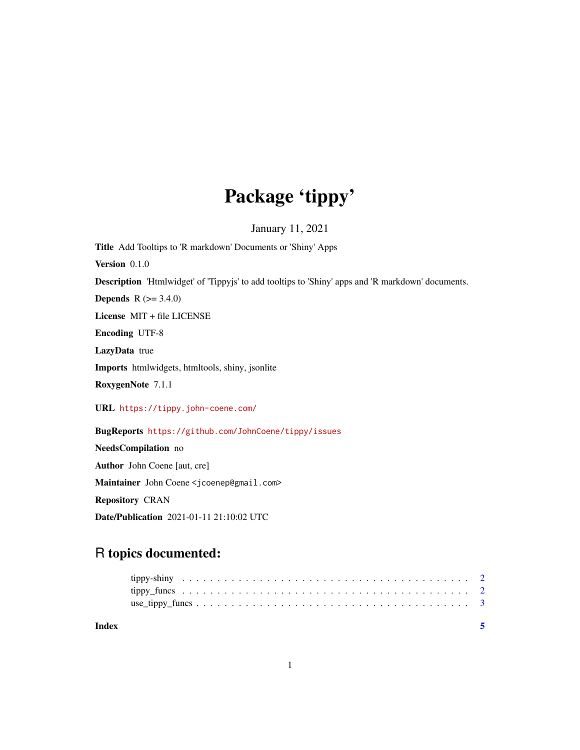# Package 'tippy'

January 11, 2021

**Title** Add Tooltips to 'R markdown' Documents or 'Shiny' Apps

**Version** 0.1.0

**Description** 'Htmlwidget' of 'Tippyjs' to add tooltips to 'Shiny' apps and 'R markdown' documents.

**Depends** R (>= 3.4.0)

**License** MIT + file LICENSE

**Encoding** UTF-8

**LazyData** true

**Imports** htmlwidgets, htmltools, shiny, jsonlite

**RoxygenNote** 7.1.1

**URL** https://tippy.john-coene.com/

**BugReports** https://github.com/JohnCoene/tippy/issues

**NeedsCompilation** no

**Author** John Coene [aut, cre]

**Maintainer** John Coene <jcoenep@gmail.com>

**Repository** CRAN

**Date/Publication** 2021-01-11 21:10:02 UTC

## R topics documented:

- tippy-shiny . . . . . . . . . . . . . . . . . . . . . . . . . . . . . . . . . . . . . . . . 2
- tippy_funcs . . . . . . . . . . . . . . . . . . . . . . . . . . . . . . . . . . . . . . . . 2
- use_tippy_funcs . . . . . . . . . . . . . . . . . . . . . . . . . . . . . . . . . . . . . . 3

**Index** 5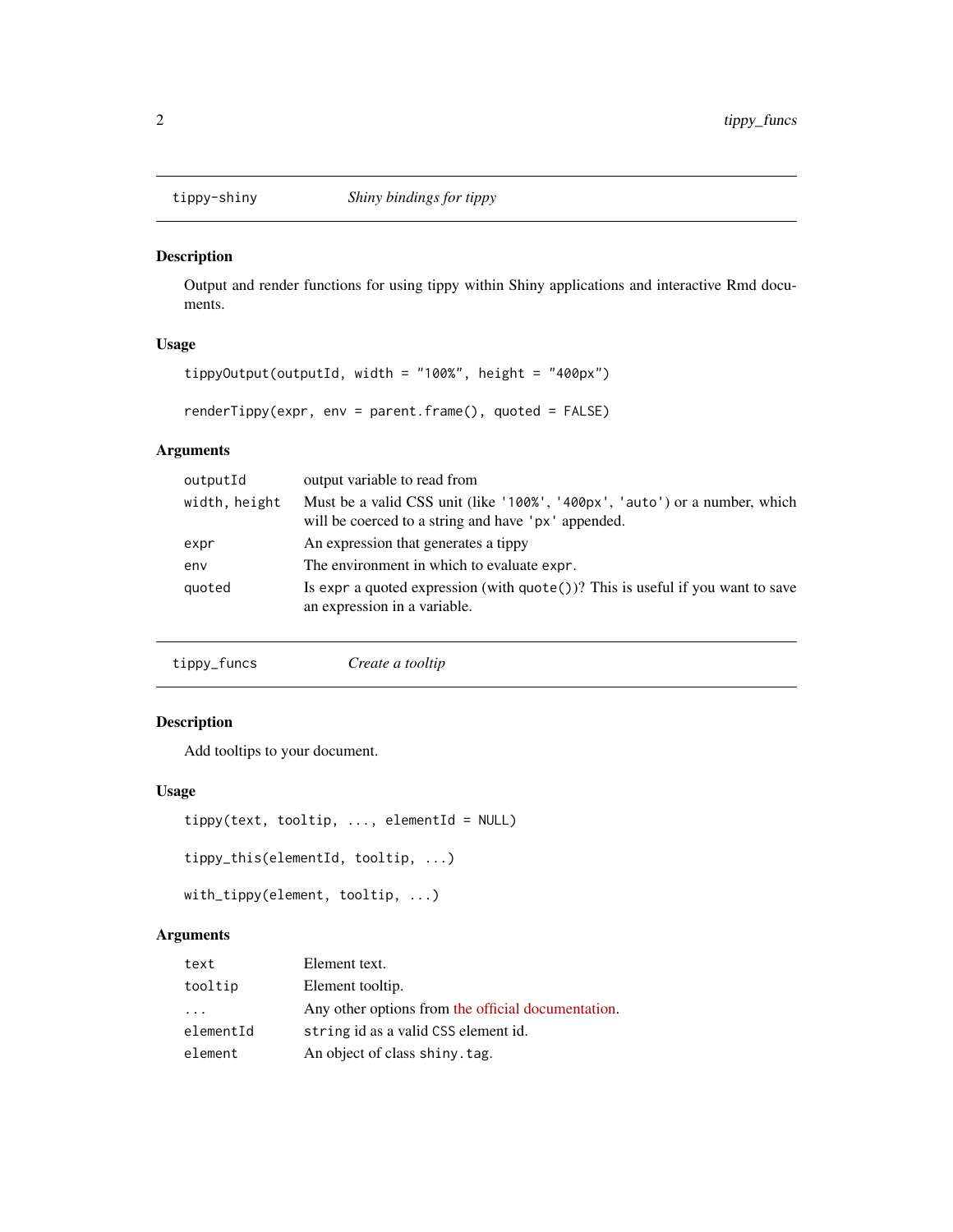## tippy-shiny — *Shiny bindings for tippy*

### Description

Output and render functions for using tippy within Shiny applications and interactive Rmd documents.

### Usage

```
tippyOutput(outputId, width = "100%", height = "400px")

renderTippy(expr, env = parent.frame(), quoted = FALSE)
```

### Arguments

| | |
|---|---|
| `outputId` | output variable to read from |
| `width, height` | Must be a valid CSS unit (like `'100%'`, `'400px'`, `'auto'`) or a number, which will be coerced to a string and have `'px'` appended. |
| `expr` | An expression that generates a tippy |
| `env` | The environment in which to evaluate `expr`. |
| `quoted` | Is `expr` a quoted expression (with `quote()`)? This is useful if you want to save an expression in a variable. |

## tippy_funcs — *Create a tooltip*

### Description

Add tooltips to your document.

### Usage

```
tippy(text, tooltip, ..., elementId = NULL)

tippy_this(elementId, tooltip, ...)

with_tippy(element, tooltip, ...)
```

### Arguments

| | |
|---|---|
| `text` | Element text. |
| `tooltip` | Element tooltip. |
| `...` | Any other options from the official documentation. |
| `elementId` | `string` id as a valid CSS element id. |
| `element` | An object of class `shiny.tag`. |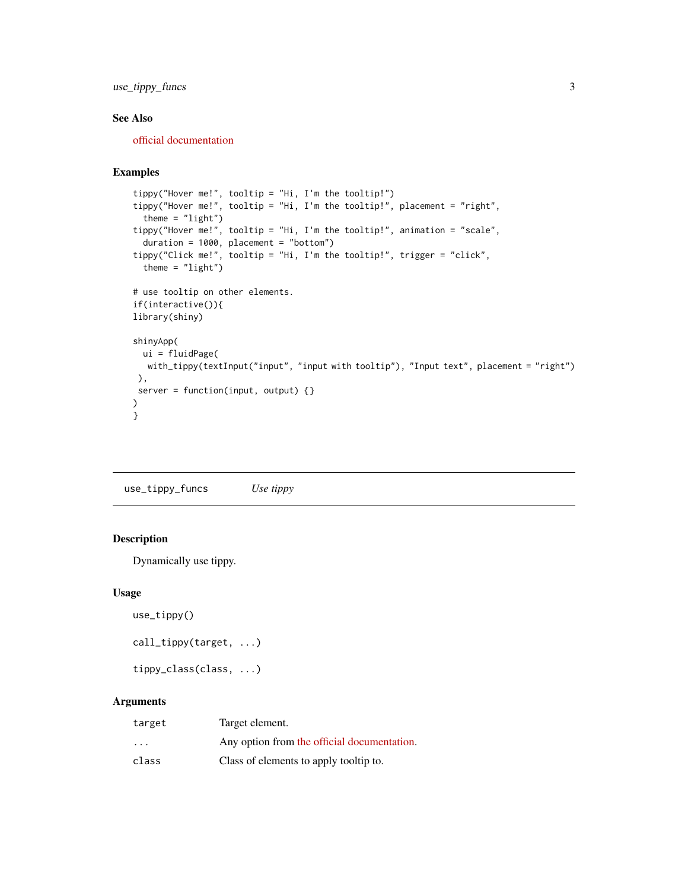## See Also

official documentation

## Examples

```
tippy("Hover me!", tooltip = "Hi, I'm the tooltip!")
tippy("Hover me!", tooltip = "Hi, I'm the tooltip!", placement = "right",
  theme = "light")
tippy("Hover me!", tooltip = "Hi, I'm the tooltip!", animation = "scale",
  duration = 1000, placement = "bottom")
tippy("Click me!", tooltip = "Hi, I'm the tooltip!", trigger = "click",
  theme = "light")

# use tooltip on other elements.
if(interactive()){
library(shiny)

shinyApp(
  ui = fluidPage(
   with_tippy(textInput("input", "input with tooltip"), "Input text", placement = "right")
 ),
 server = function(input, output) {}
)
}
```

---

`use_tippy_funcs` *Use tippy*

---

## Description

Dynamically use tippy.

## Usage

```
use_tippy()

call_tippy(target, ...)

tippy_class(class, ...)
```

## Arguments

| | |
|---|---|
| `target` | Target element. |
| `...` | Any option from the official documentation. |
| `class` | Class of elements to apply tooltip to. |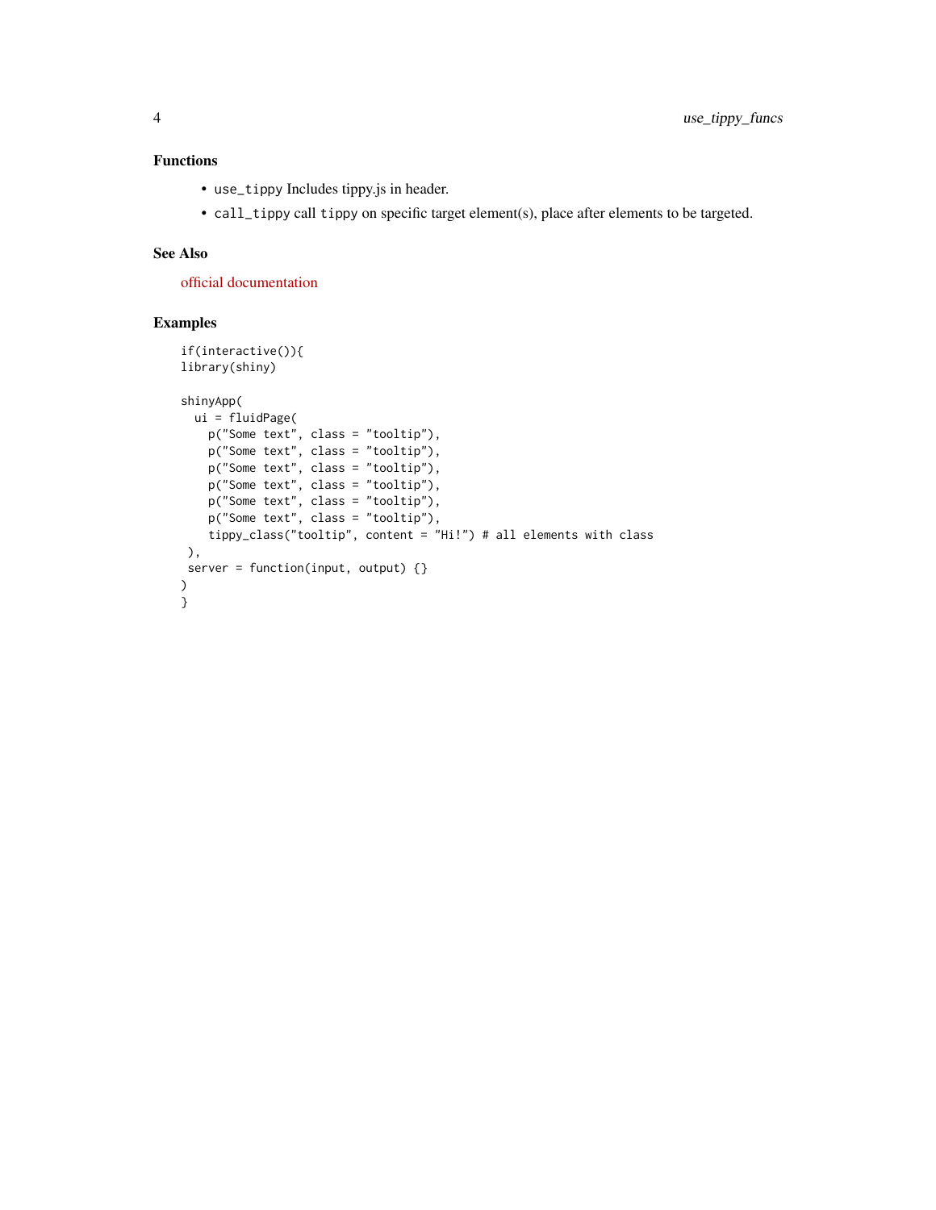### Functions

- `use_tippy` Includes tippy.js in header.
- `call_tippy` call `tippy` on specific target element(s), place after elements to be targeted.

### See Also

official documentation

### Examples

```
if(interactive()){
library(shiny)

shinyApp(
  ui = fluidPage(
    p("Some text", class = "tooltip"),
    p("Some text", class = "tooltip"),
    p("Some text", class = "tooltip"),
    p("Some text", class = "tooltip"),
    p("Some text", class = "tooltip"),
    p("Some text", class = "tooltip"),
    tippy_class("tooltip", content = "Hi!") # all elements with class
 ),
 server = function(input, output) {}
)
}
```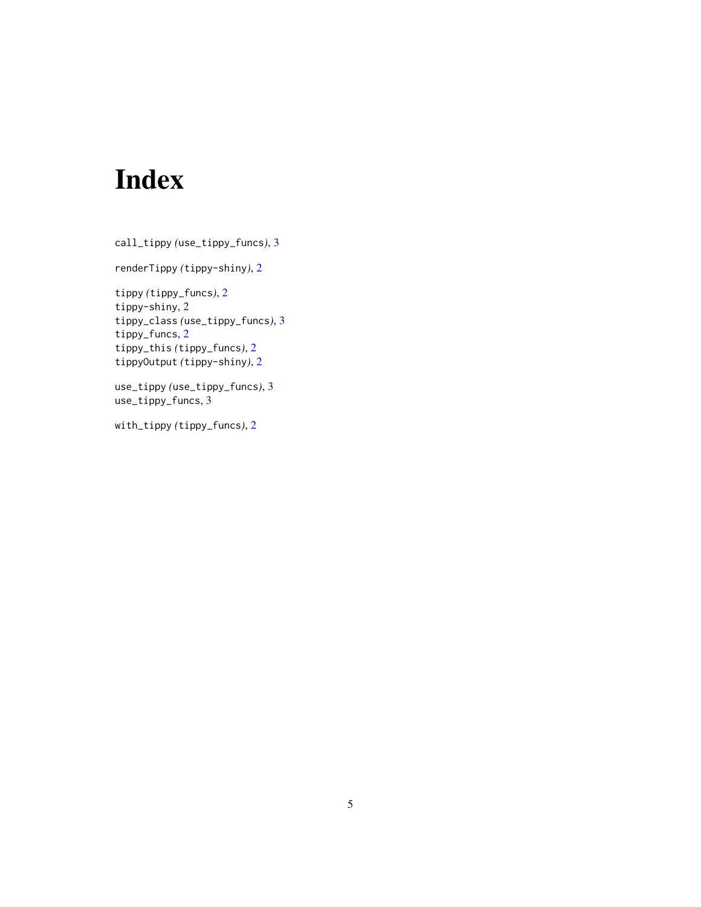# Index

call_tippy (use_tippy_funcs), 3

renderTippy (tippy-shiny), 2

tippy (tippy_funcs), 2
tippy-shiny, 2
tippy_class (use_tippy_funcs), 3
tippy_funcs, 2
tippy_this (tippy_funcs), 2
tippyOutput (tippy-shiny), 2

use_tippy (use_tippy_funcs), 3
use_tippy_funcs, 3

with_tippy (tippy_funcs), 2